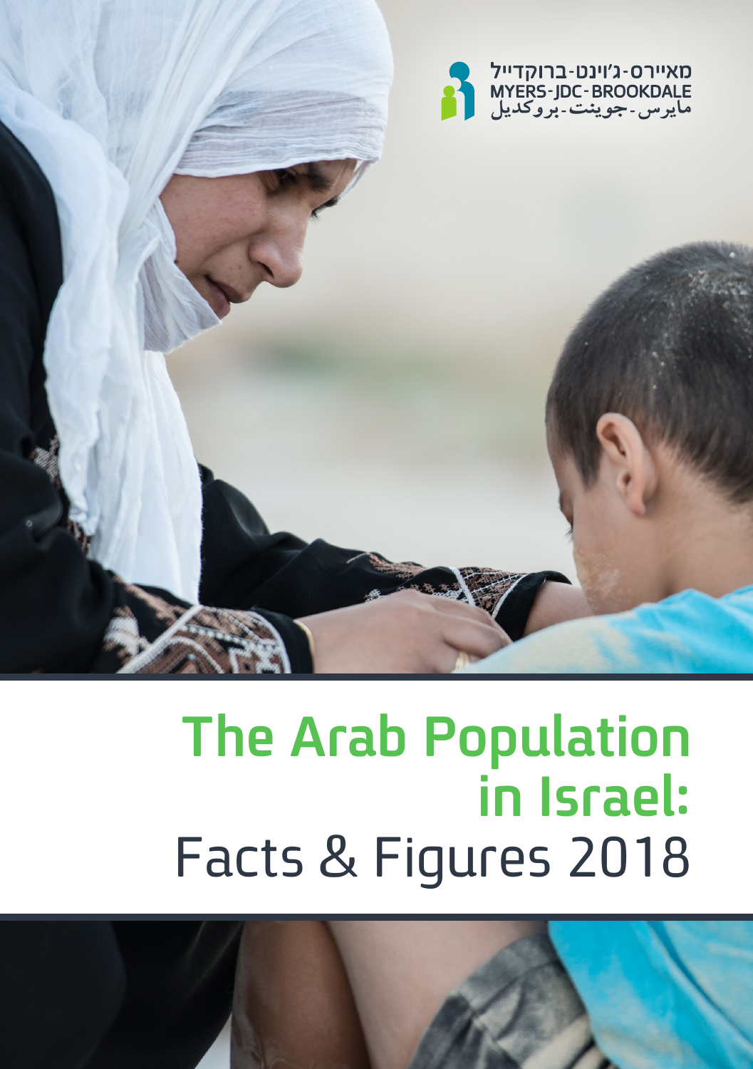מאיירס-ג'וינט-ברוקדייל
MYERS-JDC-BROOKDALE
مايرس-جوينت-بروكديل

# The Arab Population in Israel: Facts & Figures 2018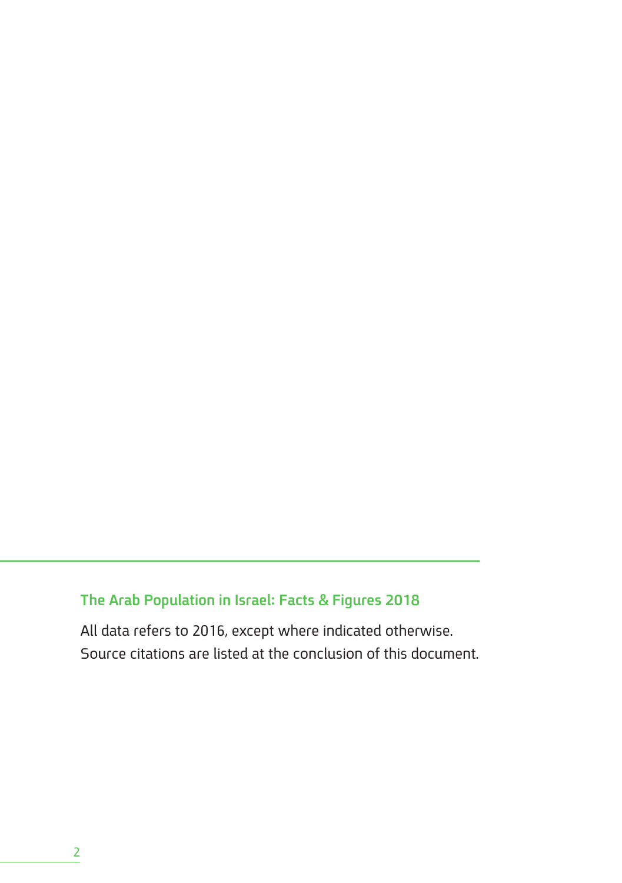**The Arab Population in Israel: Facts & Figures 2018**

All data refers to 2016, except where indicated otherwise.
Source citations are listed at the conclusion of this document.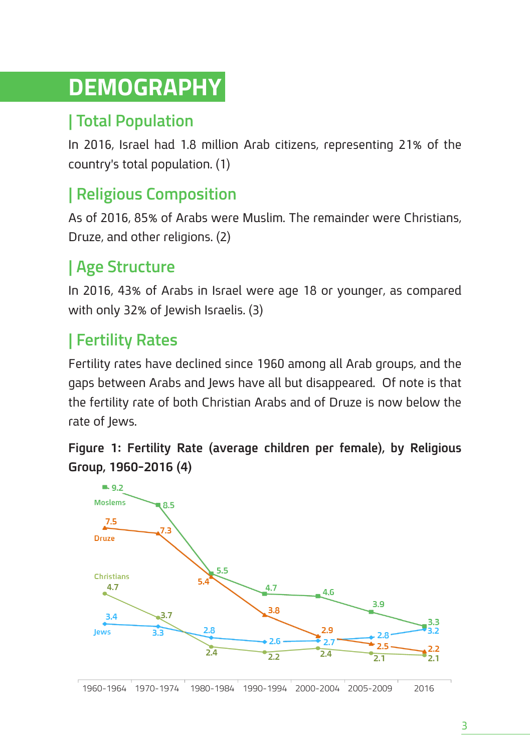# DEMOGRAPHY

## | Total Population

In 2016, Israel had 1.8 million Arab citizens, representing 21% of the country's total population. (1)

## | Religious Composition

As of 2016, 85% of Arabs were Muslim. The remainder were Christians, Druze, and other religions. (2)

## | Age Structure

In 2016, 43% of Arabs in Israel were age 18 or younger, as compared with only 32% of Jewish Israelis. (3)

## | Fertility Rates

Fertility rates have declined since 1960 among all Arab groups, and the gaps between Arabs and Jews have all but disappeared. Of note is that the fertility rate of both Christian Arabs and of Druze is now below the rate of Jews.

**Figure 1: Fertility Rate (average children per female), by Religious Group, 1960-2016 (4)**

| | 1960-1964 | 1970-1974 | 1980-1984 | 1990-1994 | 2000-2004 | 2005-2009 | 2016 |
|---|---|---|---|---|---|---|---|
| Moslems | 9.2 | 8.5 | 5.5 | 4.7 | 4.6 | 3.9 | 3.3 |
| Druze | 7.5 | 7.3 | 5.4 | 3.8 | 2.9 | 2.5 | 2.2 |
| Christians | 4.7 | 3.7 | 2.4 | 2.2 | 2.4 | 2.1 | 2.1 |
| Jews | 3.4 | 3.3 | 2.8 | 2.6 | 2.7 | 2.8 | 3.2 |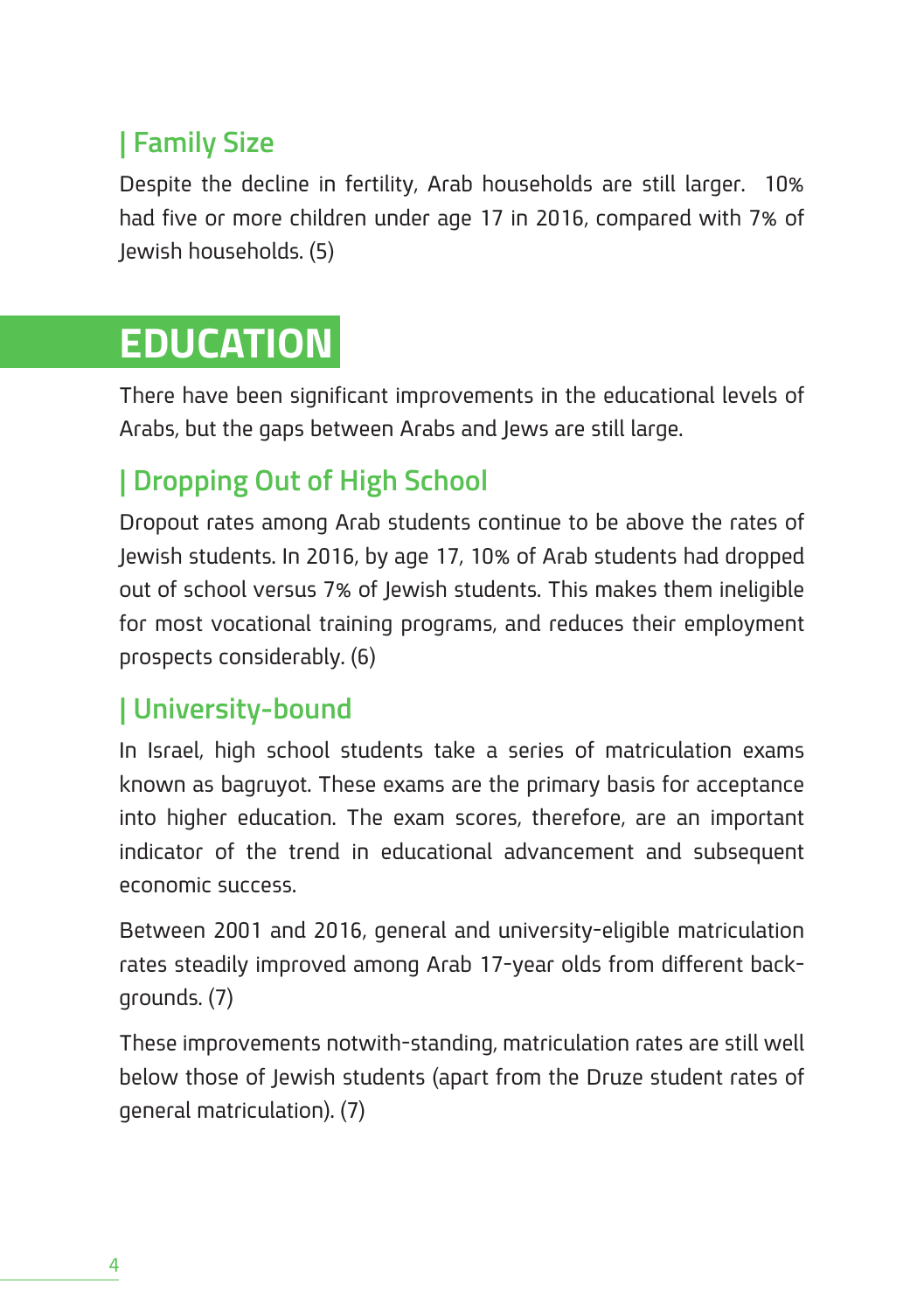## | Family Size

Despite the decline in fertility, Arab households are still larger. 10% had five or more children under age 17 in 2016, compared with 7% of Jewish households. (5)

# EDUCATION

There have been significant improvements in the educational levels of Arabs, but the gaps between Arabs and Jews are still large.

## | Dropping Out of High School

Dropout rates among Arab students continue to be above the rates of Jewish students. In 2016, by age 17, 10% of Arab students had dropped out of school versus 7% of Jewish students. This makes them ineligible for most vocational training programs, and reduces their employment prospects considerably. (6)

## | University-bound

In Israel, high school students take a series of matriculation exams known as bagruyot. These exams are the primary basis for acceptance into higher education. The exam scores, therefore, are an important indicator of the trend in educational advancement and subsequent economic success.

Between 2001 and 2016, general and university-eligible matriculation rates steadily improved among Arab 17-year olds from different backgrounds. (7)

These improvements notwith-standing, matriculation rates are still well below those of Jewish students (apart from the Druze student rates of general matriculation). (7)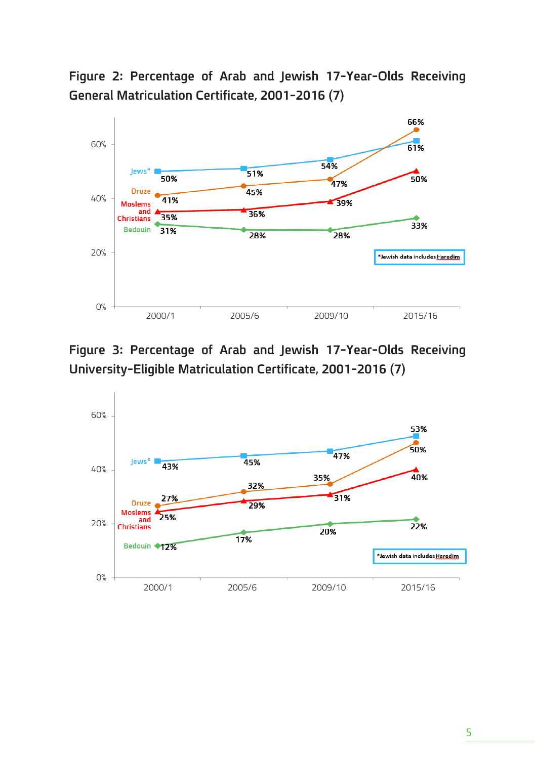**Figure 2: Percentage of Arab and Jewish 17-Year-Olds Receiving General Matriculation Certificate, 2001-2016 (7)**

| | 2000/1 | 2005/6 | 2009/10 | 2015/16 |
|---|---|---|---|---|
| Jews* | 50% | 51% | 54% | 61% |
| Druze | 41% | 45% | 47% | 66% |
| Moslems and Christians | 35% | 36% | 39% | 50% |
| Bedouin | 31% | 28% | 28% | 33% |

*Jewish data includes Haredim

**Figure 3: Percentage of Arab and Jewish 17-Year-Olds Receiving University-Eligible Matriculation Certificate, 2001-2016 (7)**

| | 2000/1 | 2005/6 | 2009/10 | 2015/16 |
|---|---|---|---|---|
| Jews* | 43% | 45% | 47% | 53% |
| Druze | 27% | 32% | 35% | 50% |
| Moslems and Christians | 25% | 29% | 31% | 40% |
| Bedouin | 12% | 17% | 20% | 22% |

*Jewish data includes Haredim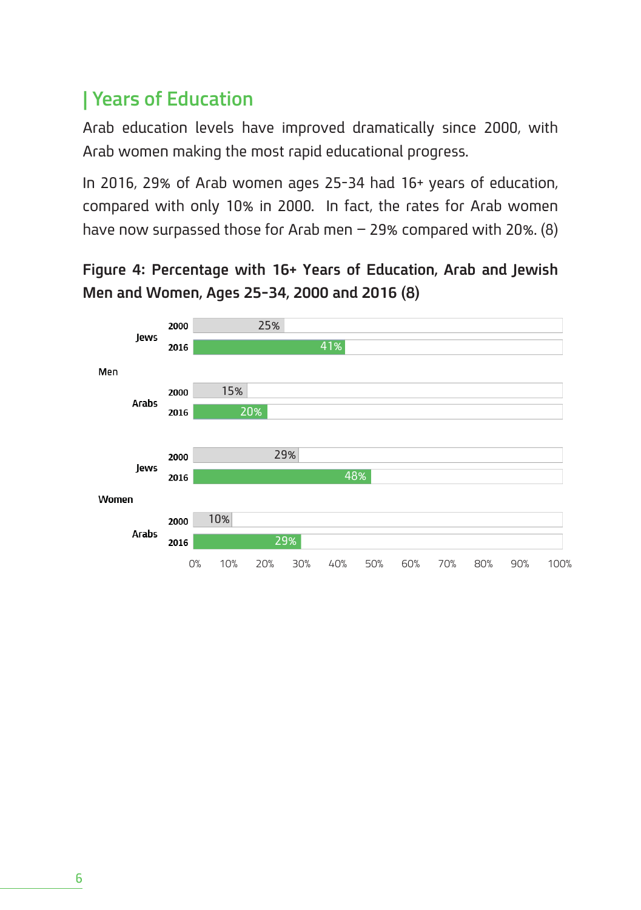## | Years of Education

Arab education levels have improved dramatically since 2000, with Arab women making the most rapid educational progress.

In 2016, 29% of Arab women ages 25-34 had 16+ years of education, compared with only 10% in 2000. In fact, the rates for Arab women have now surpassed those for Arab men – 29% compared with 20%. (8)

**Figure 4: Percentage with 16+ Years of Education, Arab and Jewish Men and Women, Ages 25-34, 2000 and 2016 (8)**

| | | Year | Percentage |
|---|---|---|---|
| Men | Jews | 2000 | 25% |
| | | 2016 | 41% |
| | Arabs | 2000 | 15% |
| | | 2016 | 20% |
| Women | Jews | 2000 | 29% |
| | | 2016 | 48% |
| | Arabs | 2000 | 10% |
| | | 2016 | 29% |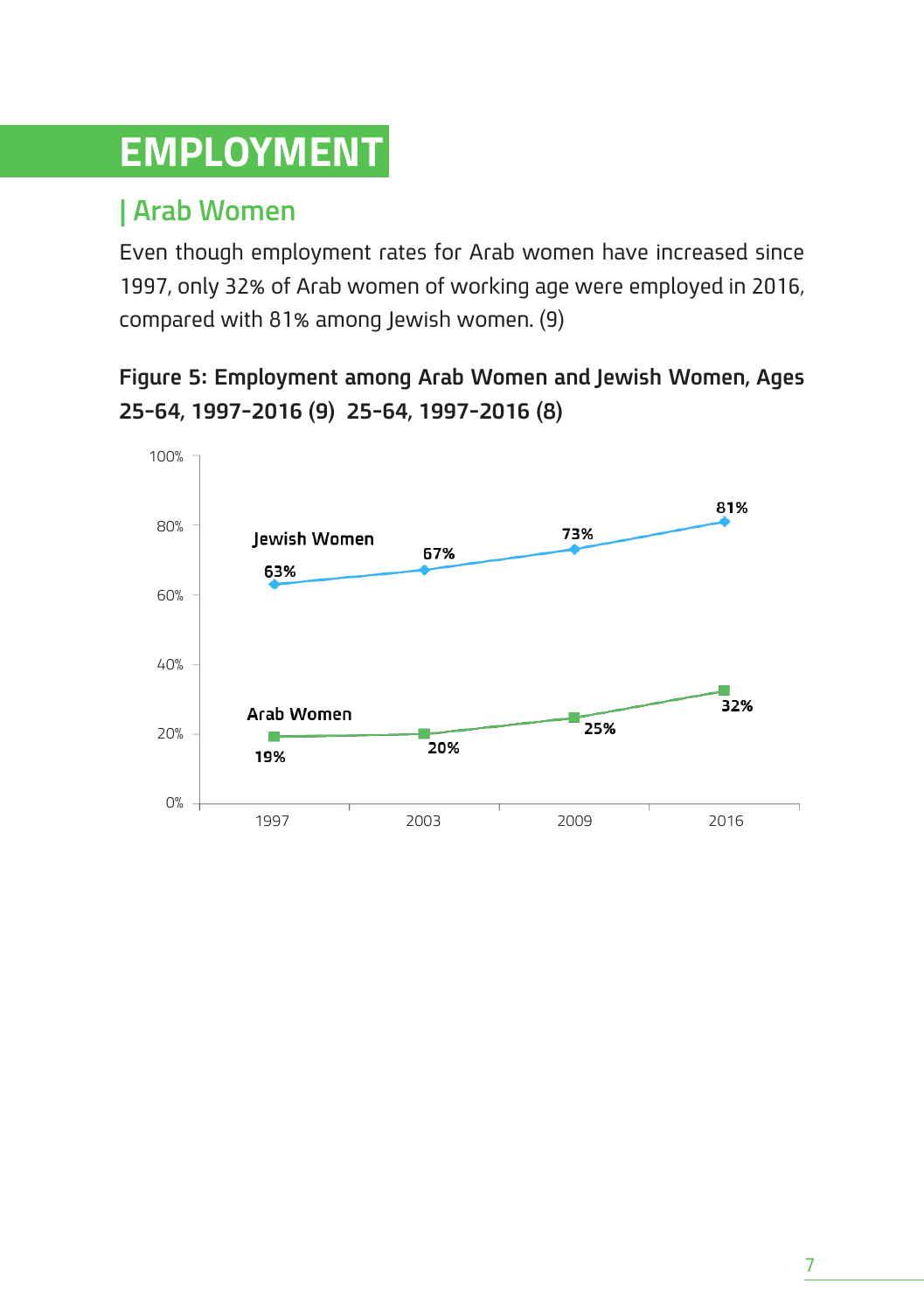# EMPLOYMENT

## | Arab Women

Even though employment rates for Arab women have increased since 1997, only 32% of Arab women of working age were employed in 2016, compared with 81% among Jewish women. (9)

**Figure 5: Employment among Arab Women and Jewish Women, Ages 25-64, 1997-2016 (9) 25-64, 1997-2016 (8)**

| | 1997 | 2003 | 2009 | 2016 |
|---|---|---|---|---|
| Jewish Women | 63% | 67% | 73% | 81% |
| Arab Women | 19% | 20% | 25% | 32% |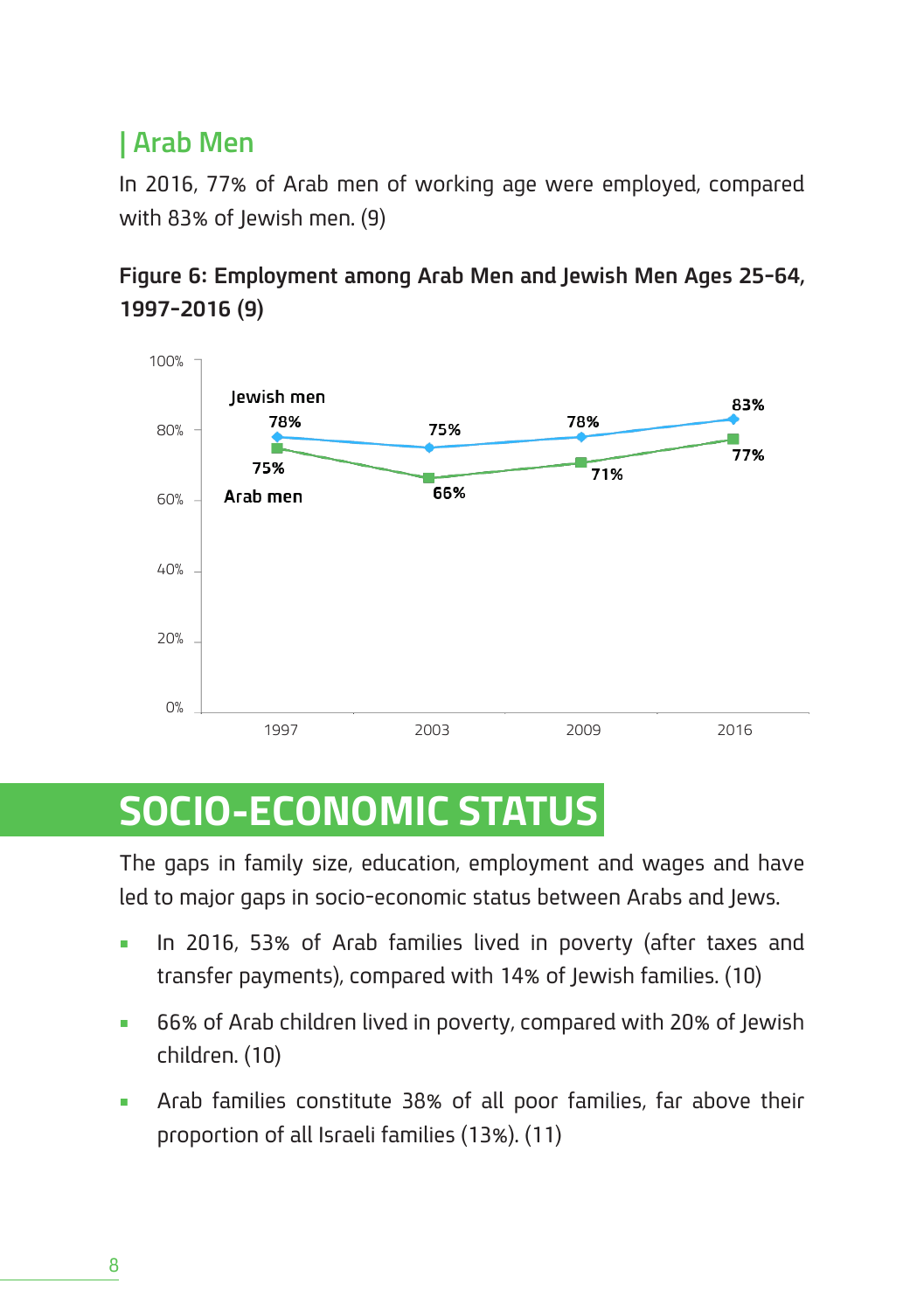## | Arab Men

In 2016, 77% of Arab men of working age were employed, compared with 83% of Jewish men. (9)

**Figure 6: Employment among Arab Men and Jewish Men Ages 25-64, 1997-2016 (9)**

| | 1997 | 2003 | 2009 | 2016 |
|---|---|---|---|---|
| Jewish men | 78% | 75% | 78% | 83% |
| Arab men | 75% | 66% | 71% | 77% |

# SOCIO-ECONOMIC STATUS

The gaps in family size, education, employment and wages and have led to major gaps in socio-economic status between Arabs and Jews.

- In 2016, 53% of Arab families lived in poverty (after taxes and transfer payments), compared with 14% of Jewish families. (10)
- 66% of Arab children lived in poverty, compared with 20% of Jewish children. (10)
- Arab families constitute 38% of all poor families, far above their proportion of all Israeli families (13%). (11)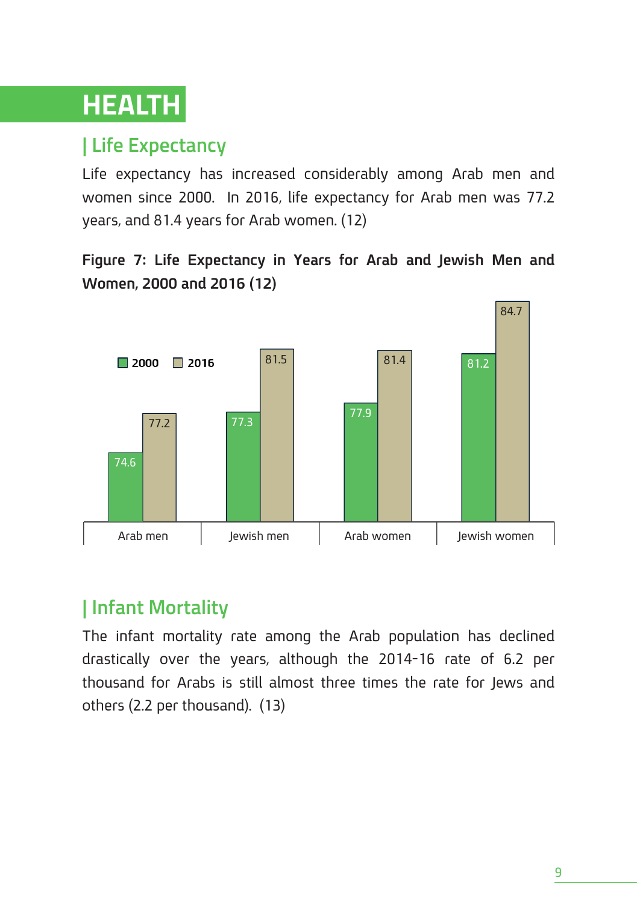# HEALTH

## | Life Expectancy

Life expectancy has increased considerably among Arab men and women since 2000. In 2016, life expectancy for Arab men was 77.2 years, and 81.4 years for Arab women. (12)

**Figure 7: Life Expectancy in Years for Arab and Jewish Men and Women, 2000 and 2016 (12)**

| | 2000 | 2016 |
|---|---|---|
| Arab men | 74.6 | 77.2 |
| Jewish men | 77.3 | 81.5 |
| Arab women | 77.9 | 81.4 |
| Jewish women | 81.2 | 84.7 |

## | Infant Mortality

The infant mortality rate among the Arab population has declined drastically over the years, although the 2014-16 rate of 6.2 per thousand for Arabs is still almost three times the rate for Jews and others (2.2 per thousand). (13)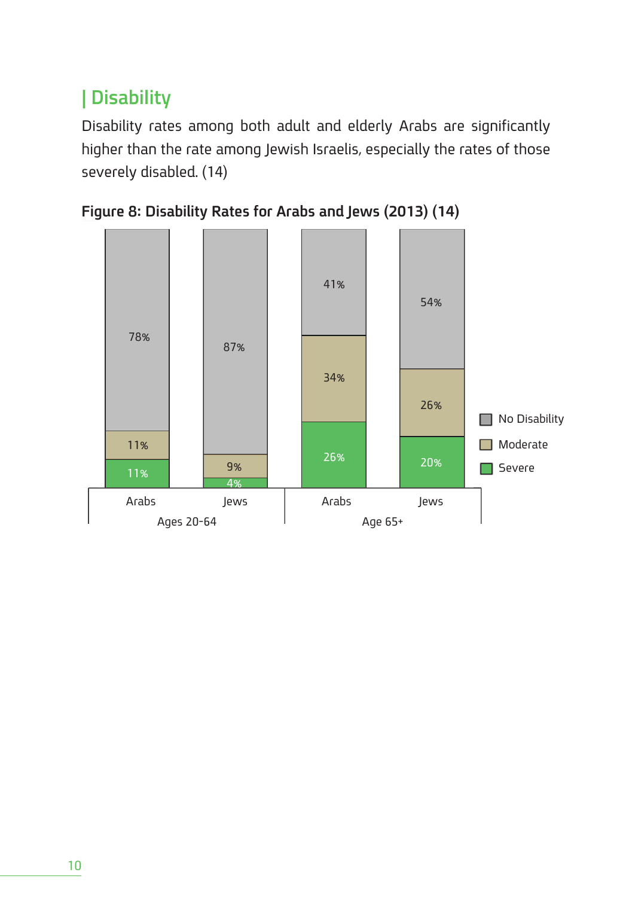## | Disability

Disability rates among both adult and elderly Arabs are significantly higher than the rate among Jewish Israelis, especially the rates of those severely disabled. (14)

**Figure 8: Disability Rates for Arabs and Jews (2013) (14)**

| | Ages 20-64 | | Age 65+ | |
|---|---|---|---|---|
| | Arabs | Jews | Arabs | Jews |
| No Disability | 78% | 87% | 41% | 54% |
| Moderate | 11% | 9% | 34% | 26% |
| Severe | 11% | 4% | 26% | 20% |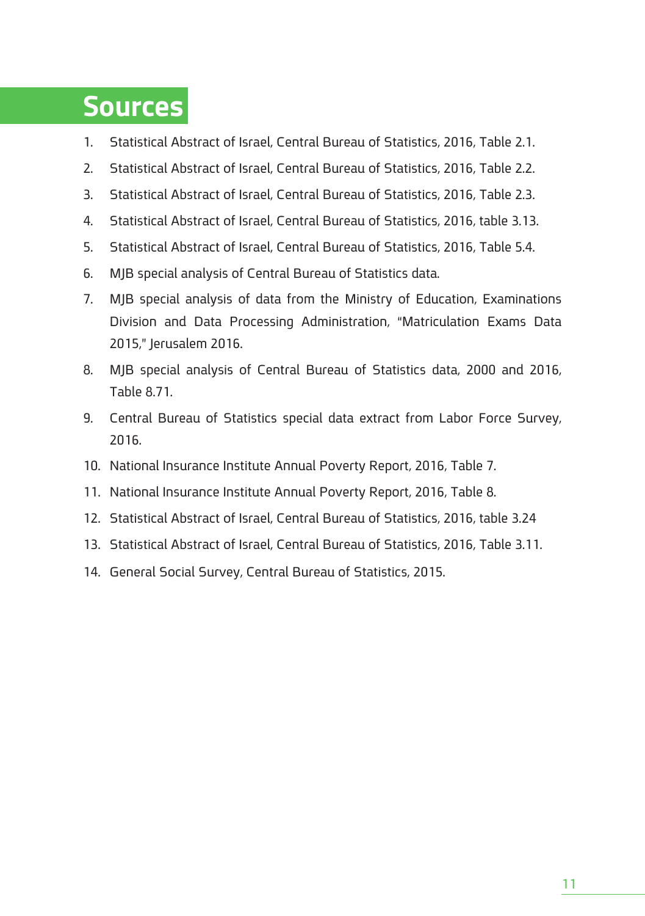# Sources

1. Statistical Abstract of Israel, Central Bureau of Statistics, 2016, Table 2.1.
2. Statistical Abstract of Israel, Central Bureau of Statistics, 2016, Table 2.2.
3. Statistical Abstract of Israel, Central Bureau of Statistics, 2016, Table 2.3.
4. Statistical Abstract of Israel, Central Bureau of Statistics, 2016, table 3.13.
5. Statistical Abstract of Israel, Central Bureau of Statistics, 2016, Table 5.4.
6. MJB special analysis of Central Bureau of Statistics data.
7. MJB special analysis of data from the Ministry of Education, Examinations Division and Data Processing Administration, "Matriculation Exams Data 2015," Jerusalem 2016.
8. MJB special analysis of Central Bureau of Statistics data, 2000 and 2016, Table 8.71.
9. Central Bureau of Statistics special data extract from Labor Force Survey, 2016.
10. National Insurance Institute Annual Poverty Report, 2016, Table 7.
11. National Insurance Institute Annual Poverty Report, 2016, Table 8.
12. Statistical Abstract of Israel, Central Bureau of Statistics, 2016, table 3.24
13. Statistical Abstract of Israel, Central Bureau of Statistics, 2016, Table 3.11.
14. General Social Survey, Central Bureau of Statistics, 2015.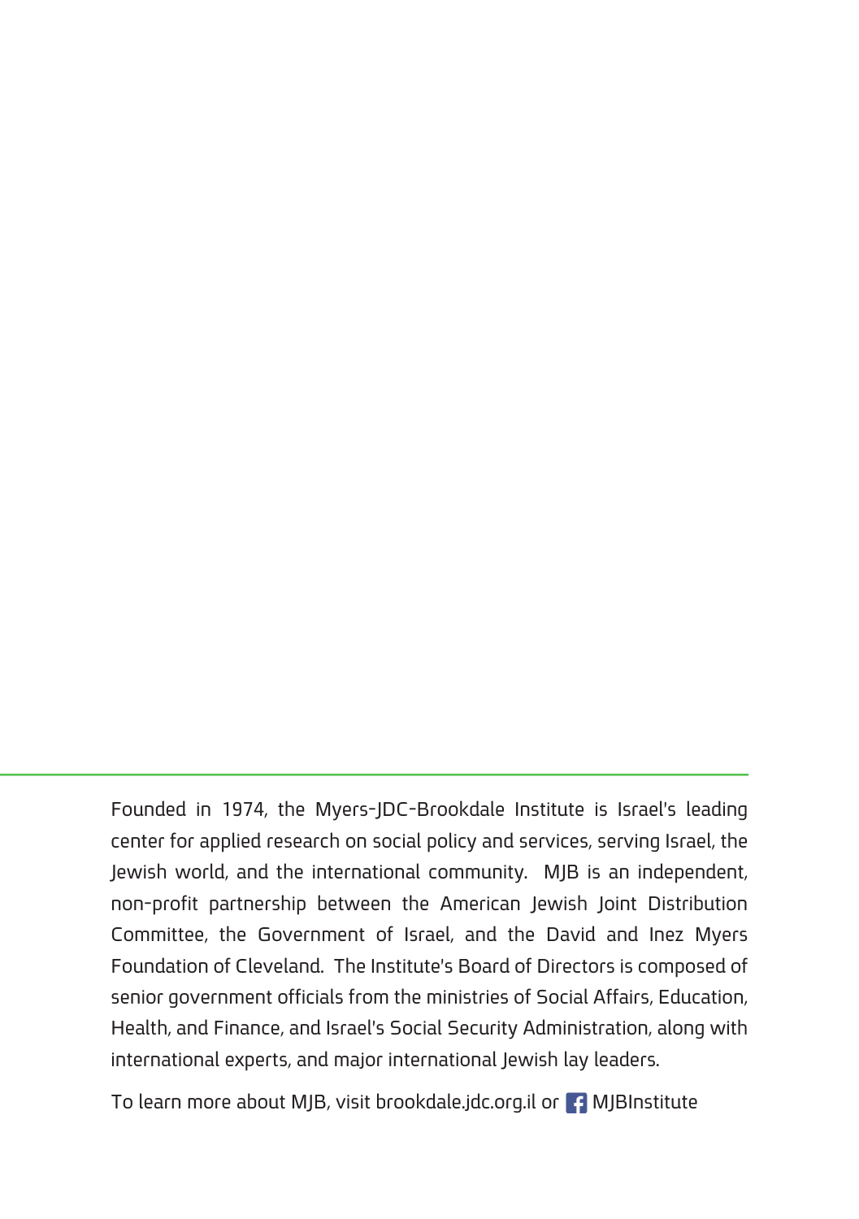Founded in 1974, the Myers-JDC-Brookdale Institute is Israel's leading center for applied research on social policy and services, serving Israel, the Jewish world, and the international community. MJB is an independent, non-profit partnership between the American Jewish Joint Distribution Committee, the Government of Israel, and the David and Inez Myers Foundation of Cleveland. The Institute's Board of Directors is composed of senior government officials from the ministries of Social Affairs, Education, Health, and Finance, and Israel's Social Security Administration, along with international experts, and major international Jewish lay leaders.

To learn more about MJB, visit brookdale.jdc.org.il or MJBInstitute